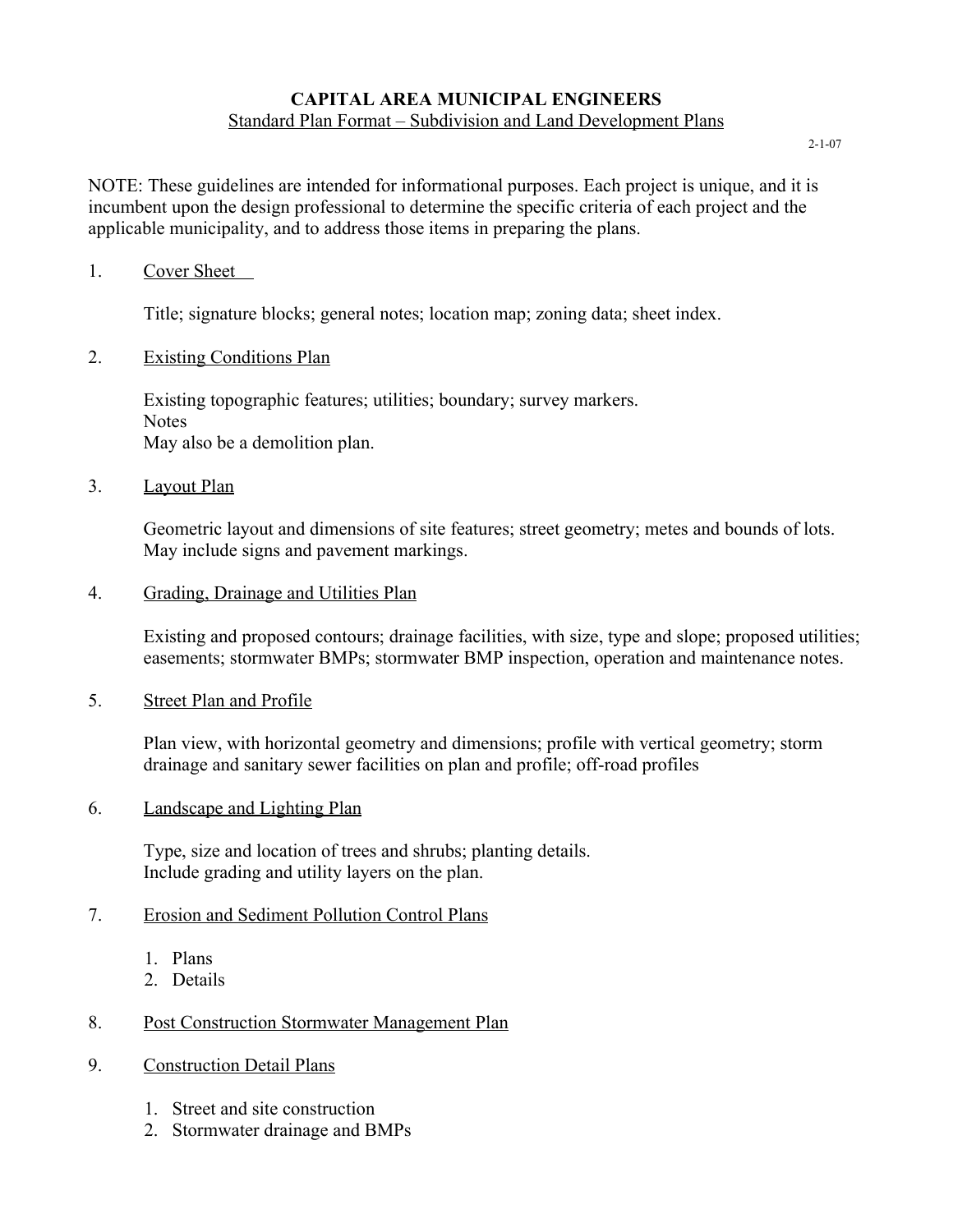# CAPITAL AREA MUNICIPAL ENGINEERS

## Standard Plan Format – Subdivision and Land Development Plans

2-1-07

NOTE: These guidelines are intended for informational purposes. Each project is unique, and it is incumbent upon the design professional to determine the specific criteria of each project and the applicable municipality, and to address those items in preparing the plans.

1. Cover Sheet

   Title; signature blocks; general notes; location map; zoning data; sheet index.

2. Existing Conditions Plan

   Existing topographic features; utilities; boundary; survey markers.
   Notes
   May also be a demolition plan.

3. Layout Plan

   Geometric layout and dimensions of site features; street geometry; metes and bounds of lots.
   May include signs and pavement markings.

4. Grading, Drainage and Utilities Plan

   Existing and proposed contours; drainage facilities, with size, type and slope; proposed utilities; easements; stormwater BMPs; stormwater BMP inspection, operation and maintenance notes.

5. Street Plan and Profile

   Plan view, with horizontal geometry and dimensions; profile with vertical geometry; storm drainage and sanitary sewer facilities on plan and profile; off-road profiles

6. Landscape and Lighting Plan

   Type, size and location of trees and shrubs; planting details.
   Include grading and utility layers on the plan.

7. Erosion and Sediment Pollution Control Plans

   1. Plans
   2. Details

8. Post Construction Stormwater Management Plan

9. Construction Detail Plans

   1. Street and site construction
   2. Stormwater drainage and BMPs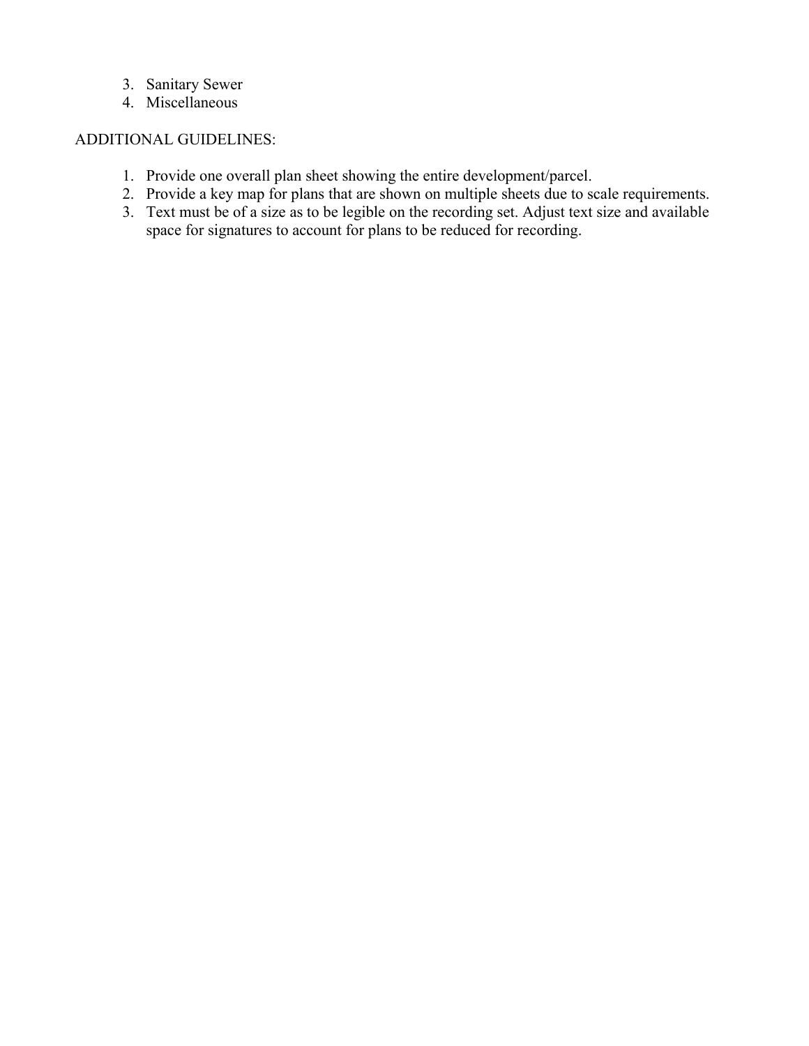3. Sanitary Sewer
4. Miscellaneous

ADDITIONAL GUIDELINES:

1. Provide one overall plan sheet showing the entire development/parcel.
2. Provide a key map for plans that are shown on multiple sheets due to scale requirements.
3. Text must be of a size as to be legible on the recording set. Adjust text size and available space for signatures to account for plans to be reduced for recording.